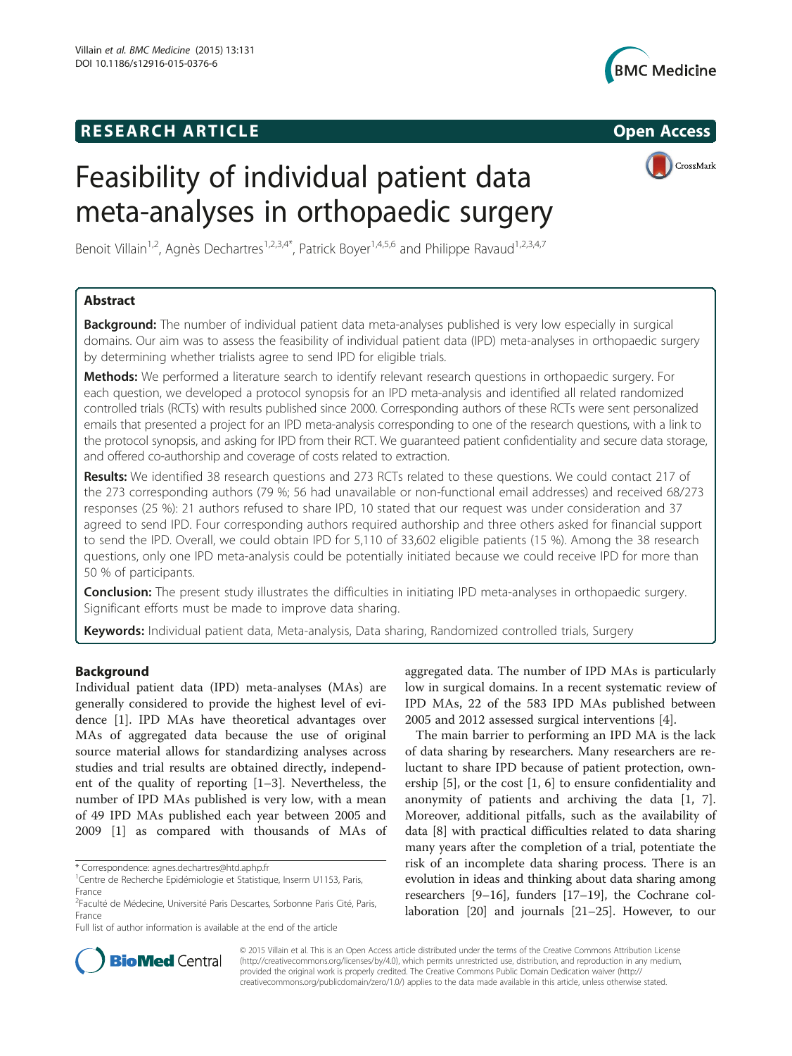**RESEARCH ARTICLE** **Open Access**

# Feasibility of individual patient data meta-analyses in orthopaedic surgery

Benoit Villain[1,2], Agnès Dechartres[1,2,3,4*], Patrick Boyer[1,4,5,6] and Philippe Ravaud[1,2,3,4,7]

## Abstract

**Background:** The number of individual patient data meta-analyses published is very low especially in surgical domains. Our aim was to assess the feasibility of individual patient data (IPD) meta-analyses in orthopaedic surgery by determining whether trialists agree to send IPD for eligible trials.

**Methods:** We performed a literature search to identify relevant research questions in orthopaedic surgery. For each question, we developed a protocol synopsis for an IPD meta-analysis and identified all related randomized controlled trials (RCTs) with results published since 2000. Corresponding authors of these RCTs were sent personalized emails that presented a project for an IPD meta-analysis corresponding to one of the research questions, with a link to the protocol synopsis, and asking for IPD from their RCT. We guaranteed patient confidentiality and secure data storage, and offered co-authorship and coverage of costs related to extraction.

**Results:** We identified 38 research questions and 273 RCTs related to these questions. We could contact 217 of the 273 corresponding authors (79 %; 56 had unavailable or non-functional email addresses) and received 68/273 responses (25 %): 21 authors refused to share IPD, 10 stated that our request was under consideration and 37 agreed to send IPD. Four corresponding authors required authorship and three others asked for financial support to send the IPD. Overall, we could obtain IPD for 5,110 of 33,602 eligible patients (15 %). Among the 38 research questions, only one IPD meta-analysis could be potentially initiated because we could receive IPD for more than 50 % of participants.

**Conclusion:** The present study illustrates the difficulties in initiating IPD meta-analyses in orthopaedic surgery. Significant efforts must be made to improve data sharing.

**Keywords:** Individual patient data, Meta-analysis, Data sharing, Randomized controlled trials, Surgery

## Background

Individual patient data (IPD) meta-analyses (MAs) are generally considered to provide the highest level of evidence [1]. IPD MAs have theoretical advantages over MAs of aggregated data because the use of original source material allows for standardizing analyses across studies and trial results are obtained directly, independent of the quality of reporting [1–3]. Nevertheless, the number of IPD MAs published is very low, with a mean of 49 IPD MAs published each year between 2005 and 2009 [1] as compared with thousands of MAs of aggregated data. The number of IPD MAs is particularly low in surgical domains. In a recent systematic review of IPD MAs, 22 of the 583 IPD MAs published between 2005 and 2012 assessed surgical interventions [4].

The main barrier to performing an IPD MA is the lack of data sharing by researchers. Many researchers are reluctant to share IPD because of patient protection, ownership [5], or the cost [1, 6] to ensure confidentiality and anonymity of patients and archiving the data [1, 7]. Moreover, additional pitfalls, such as the availability of data [8] with practical difficulties related to data sharing many years after the completion of a trial, potentiate the risk of an incomplete data sharing process. There is an evolution in ideas and thinking about data sharing among researchers [9–16], funders [17–19], the Cochrane collaboration [20] and journals [21–25]. However, to our

* Correspondence: agnes.dechartres@htd.aphp.fr
[1]Centre de Recherche Epidémiologie et Statistique, Inserm U1153, Paris, France
[2]Faculté de Médecine, Université Paris Descartes, Sorbonne Paris Cité, Paris, France
Full list of author information is available at the end of the article

© 2015 Villain et al. This is an Open Access article distributed under the terms of the Creative Commons Attribution License (http://creativecommons.org/licenses/by/4.0), which permits unrestricted use, distribution, and reproduction in any medium, provided the original work is properly credited. The Creative Commons Public Domain Dedication waiver (http://creativecommons.org/publicdomain/zero/1.0/) applies to the data made available in this article, unless otherwise stated.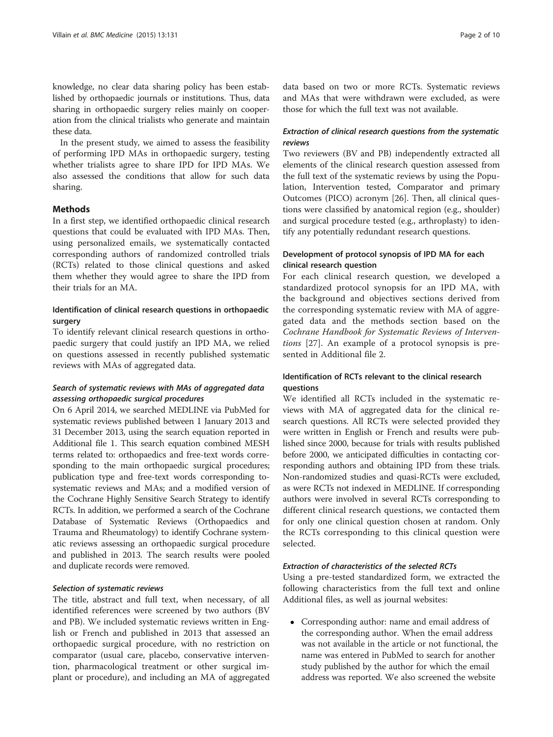knowledge, no clear data sharing policy has been established by orthopaedic journals or institutions. Thus, data sharing in orthopaedic surgery relies mainly on cooperation from the clinical trialists who generate and maintain these data.

In the present study, we aimed to assess the feasibility of performing IPD MAs in orthopaedic surgery, testing whether trialists agree to share IPD for IPD MAs. We also assessed the conditions that allow for such data sharing.

## Methods

In a first step, we identified orthopaedic clinical research questions that could be evaluated with IPD MAs. Then, using personalized emails, we systematically contacted corresponding authors of randomized controlled trials (RCTs) related to those clinical questions and asked them whether they would agree to share the IPD from their trials for an MA.

### Identification of clinical research questions in orthopaedic surgery

To identify relevant clinical research questions in orthopaedic surgery that could justify an IPD MA, we relied on questions assessed in recently published systematic reviews with MAs of aggregated data.

#### *Search of systematic reviews with MAs of aggregated data assessing orthopaedic surgical procedures*

On 6 April 2014, we searched MEDLINE via PubMed for systematic reviews published between 1 January 2013 and 31 December 2013, using the search equation reported in Additional file 1. This search equation combined MESH terms related to: orthopaedics and free-text words corresponding to the main orthopaedic surgical procedures; publication type and free-text words corresponding tosystematic reviews and MAs; and a modified version of the Cochrane Highly Sensitive Search Strategy to identify RCTs. In addition, we performed a search of the Cochrane Database of Systematic Reviews (Orthopaedics and Trauma and Rheumatology) to identify Cochrane systematic reviews assessing an orthopaedic surgical procedure and published in 2013. The search results were pooled and duplicate records were removed.

#### *Selection of systematic reviews*

The title, abstract and full text, when necessary, of all identified references were screened by two authors (BV and PB). We included systematic reviews written in English or French and published in 2013 that assessed an orthopaedic surgical procedure, with no restriction on comparator (usual care, placebo, conservative intervention, pharmacological treatment or other surgical implant or procedure), and including an MA of aggregated data based on two or more RCTs. Systematic reviews and MAs that were withdrawn were excluded, as were those for which the full text was not available.

#### *Extraction of clinical research questions from the systematic reviews*

Two reviewers (BV and PB) independently extracted all elements of the clinical research question assessed from the full text of the systematic reviews by using the Population, Intervention tested, Comparator and primary Outcomes (PICO) acronym [26]. Then, all clinical questions were classified by anatomical region (e.g., shoulder) and surgical procedure tested (e.g., arthroplasty) to identify any potentially redundant research questions.

### Development of protocol synopsis of IPD MA for each clinical research question

For each clinical research question, we developed a standardized protocol synopsis for an IPD MA, with the background and objectives sections derived from the corresponding systematic review with MA of aggregated data and the methods section based on the *Cochrane Handbook for Systematic Reviews of Interventions* [27]. An example of a protocol synopsis is presented in Additional file 2.

### Identification of RCTs relevant to the clinical research questions

We identified all RCTs included in the systematic reviews with MA of aggregated data for the clinical research questions. All RCTs were selected provided they were written in English or French and results were published since 2000, because for trials with results published before 2000, we anticipated difficulties in contacting corresponding authors and obtaining IPD from these trials. Non-randomized studies and quasi-RCTs were excluded, as were RCTs not indexed in MEDLINE. If corresponding authors were involved in several RCTs corresponding to different clinical research questions, we contacted them for only one clinical question chosen at random. Only the RCTs corresponding to this clinical question were selected.

#### *Extraction of characteristics of the selected RCTs*

Using a pre-tested standardized form, we extracted the following characteristics from the full text and online Additional files, as well as journal websites:

- Corresponding author: name and email address of the corresponding author. When the email address was not available in the article or not functional, the name was entered in PubMed to search for another study published by the author for which the email address was reported. We also screened the website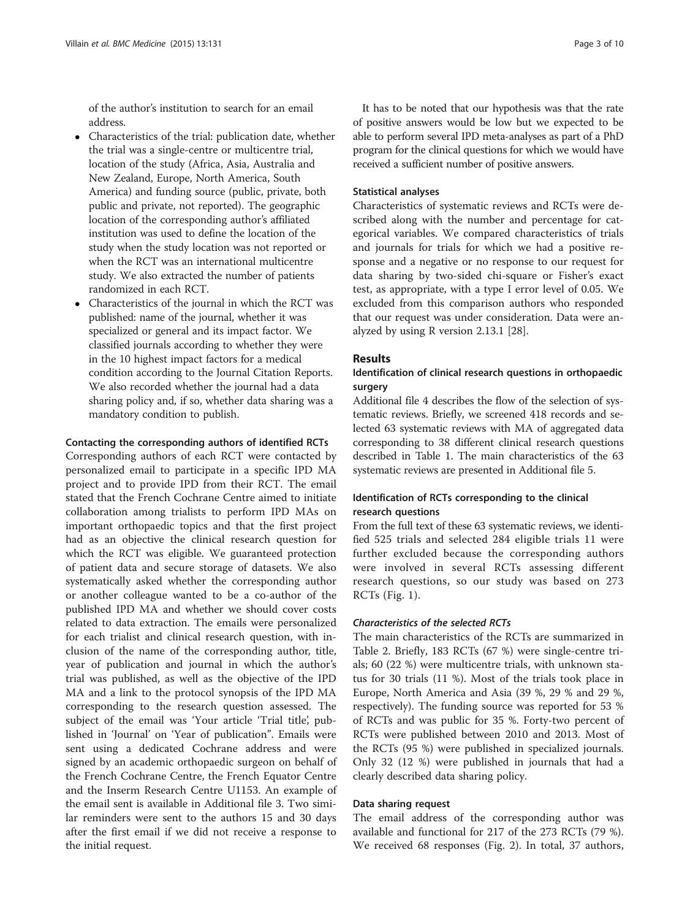of the author's institution to search for an email address.

- Characteristics of the trial: publication date, whether the trial was a single-centre or multicentre trial, location of the study (Africa, Asia, Australia and New Zealand, Europe, North America, South America) and funding source (public, private, both public and private, not reported). The geographic location of the corresponding author's affiliated institution was used to define the location of the study when the study location was not reported or when the RCT was an international multicentre study. We also extracted the number of patients randomized in each RCT.
- Characteristics of the journal in which the RCT was published: name of the journal, whether it was specialized or general and its impact factor. We classified journals according to whether they were in the 10 highest impact factors for a medical condition according to the Journal Citation Reports. We also recorded whether the journal had a data sharing policy and, if so, whether data sharing was a mandatory condition to publish.

#### Contacting the corresponding authors of identified RCTs

Corresponding authors of each RCT were contacted by personalized email to participate in a specific IPD MA project and to provide IPD from their RCT. The email stated that the French Cochrane Centre aimed to initiate collaboration among trialists to perform IPD MAs on important orthopaedic topics and that the first project had as an objective the clinical research question for which the RCT was eligible. We guaranteed protection of patient data and secure storage of datasets. We also systematically asked whether the corresponding author or another colleague wanted to be a co-author of the published IPD MA and whether we should cover costs related to data extraction. The emails were personalized for each trialist and clinical research question, with inclusion of the name of the corresponding author, title, year of publication and journal in which the author's trial was published, as well as the objective of the IPD MA and a link to the protocol synopsis of the IPD MA corresponding to the research question assessed. The subject of the email was 'Your article 'Trial title', published in 'Journal' on 'Year of publication''. Emails were sent using a dedicated Cochrane address and were signed by an academic orthopaedic surgeon on behalf of the French Cochrane Centre, the French Equator Centre and the Inserm Research Centre U1153. An example of the email sent is available in Additional file 3. Two similar reminders were sent to the authors 15 and 30 days after the first email if we did not receive a response to the initial request.

It has to be noted that our hypothesis was that the rate of positive answers would be low but we expected to be able to perform several IPD meta-analyses as part of a PhD program for the clinical questions for which we would have received a sufficient number of positive answers.

#### Statistical analyses

Characteristics of systematic reviews and RCTs were described along with the number and percentage for categorical variables. We compared characteristics of trials and journals for trials for which we had a positive response and a negative or no response to our request for data sharing by two-sided chi-square or Fisher's exact test, as appropriate, with a type I error level of 0.05. We excluded from this comparison authors who responded that our request was under consideration. Data were analyzed by using R version 2.13.1 [28].

## Results

### Identification of clinical research questions in orthopaedic surgery

Additional file 4 describes the flow of the selection of systematic reviews. Briefly, we screened 418 records and selected 63 systematic reviews with MA of aggregated data corresponding to 38 different clinical research questions described in Table 1. The main characteristics of the 63 systematic reviews are presented in Additional file 5.

### Identification of RCTs corresponding to the clinical research questions

From the full text of these 63 systematic reviews, we identified 525 trials and selected 284 eligible trials 11 were further excluded because the corresponding authors were involved in several RCTs assessing different research questions, so our study was based on 273 RCTs (Fig. 1).

#### *Characteristics of the selected RCTs*

The main characteristics of the RCTs are summarized in Table 2. Briefly, 183 RCTs (67 %) were single-centre trials; 60 (22 %) were multicentre trials, with unknown status for 30 trials (11 %). Most of the trials took place in Europe, North America and Asia (39 %, 29 % and 29 %, respectively). The funding source was reported for 53 % of RCTs and was public for 35 %. Forty-two percent of RCTs were published between 2010 and 2013. Most of the RCTs (95 %) were published in specialized journals. Only 32 (12 %) were published in journals that had a clearly described data sharing policy.

#### Data sharing request

The email address of the corresponding author was available and functional for 217 of the 273 RCTs (79 %). We received 68 responses (Fig. 2). In total, 37 authors,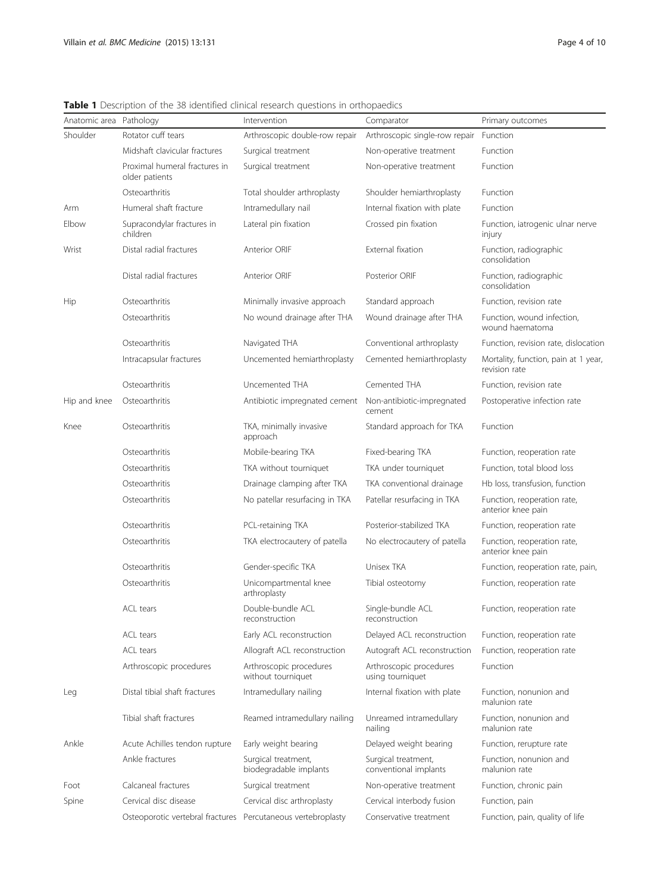**Table 1** Description of the 38 identified clinical research questions in orthopaedics

| Anatomic area | Pathology | Intervention | Comparator | Primary outcomes |
|---|---|---|---|---|
| Shoulder | Rotator cuff tears | Arthroscopic double-row repair | Arthroscopic single-row repair | Function |
| | Midshaft clavicular fractures | Surgical treatment | Non-operative treatment | Function |
| | Proximal humeral fractures in older patients | Surgical treatment | Non-operative treatment | Function |
| | Osteoarthritis | Total shoulder arthroplasty | Shoulder hemiarthroplasty | Function |
| Arm | Humeral shaft fracture | Intramedullary nail | Internal fixation with plate | Function |
| Elbow | Supracondylar fractures in children | Lateral pin fixation | Crossed pin fixation | Function, iatrogenic ulnar nerve injury |
| Wrist | Distal radial fractures | Anterior ORIF | External fixation | Function, radiographic consolidation |
| | Distal radial fractures | Anterior ORIF | Posterior ORIF | Function, radiographic consolidation |
| Hip | Osteoarthritis | Minimally invasive approach | Standard approach | Function, revision rate |
| | Osteoarthritis | No wound drainage after THA | Wound drainage after THA | Function, wound infection, wound haematoma |
| | Osteoarthritis | Navigated THA | Conventional arthroplasty | Function, revision rate, dislocation |
| | Intracapsular fractures | Uncemented hemiarthroplasty | Cemented hemiarthroplasty | Mortality, function, pain at 1 year, revision rate |
| | Osteoarthritis | Uncemented THA | Cemented THA | Function, revision rate |
| Hip and knee | Osteoarthritis | Antibiotic impregnated cement | Non-antibiotic-impregnated cement | Postoperative infection rate |
| Knee | Osteoarthritis | TKA, minimally invasive approach | Standard approach for TKA | Function |
| | Osteoarthritis | Mobile-bearing TKA | Fixed-bearing TKA | Function, reoperation rate |
| | Osteoarthritis | TKA without tourniquet | TKA under tourniquet | Function, total blood loss |
| | Osteoarthritis | Drainage clamping after TKA | TKA conventional drainage | Hb loss, transfusion, function |
| | Osteoarthritis | No patellar resurfacing in TKA | Patellar resurfacing in TKA | Function, reoperation rate, anterior knee pain |
| | Osteoarthritis | PCL-retaining TKA | Posterior-stabilized TKA | Function, reoperation rate |
| | Osteoarthritis | TKA electrocautery of patella | No electrocautery of patella | Function, reoperation rate, anterior knee pain |
| | Osteoarthritis | Gender-specific TKA | Unisex TKA | Function, reoperation rate, pain, |
| | Osteoarthritis | Unicompartmental knee arthroplasty | Tibial osteotomy | Function, reoperation rate |
| | ACL tears | Double-bundle ACL reconstruction | Single-bundle ACL reconstruction | Function, reoperation rate |
| | ACL tears | Early ACL reconstruction | Delayed ACL reconstruction | Function, reoperation rate |
| | ACL tears | Allograft ACL reconstruction | Autograft ACL reconstruction | Function, reoperation rate |
| | Arthroscopic procedures | Arthroscopic procedures without tourniquet | Arthroscopic procedures using tourniquet | Function |
| Leg | Distal tibial shaft fractures | Intramedullary nailing | Internal fixation with plate | Function, nonunion and malunion rate |
| | Tibial shaft fractures | Reamed intramedullary nailing | Unreamed intramedullary nailing | Function, nonunion and malunion rate |
| Ankle | Acute Achilles tendon rupture | Early weight bearing | Delayed weight bearing | Function, rerupture rate |
| | Ankle fractures | Surgical treatment, biodegradable implants | Surgical treatment, conventional implants | Function, nonunion and malunion rate |
| Foot | Calcaneal fractures | Surgical treatment | Non-operative treatment | Function, chronic pain |
| Spine | Cervical disc disease | Cervical disc arthroplasty | Cervical interbody fusion | Function, pain |
| | Osteoporotic vertebral fractures | Percutaneous vertebroplasty | Conservative treatment | Function, pain, quality of life |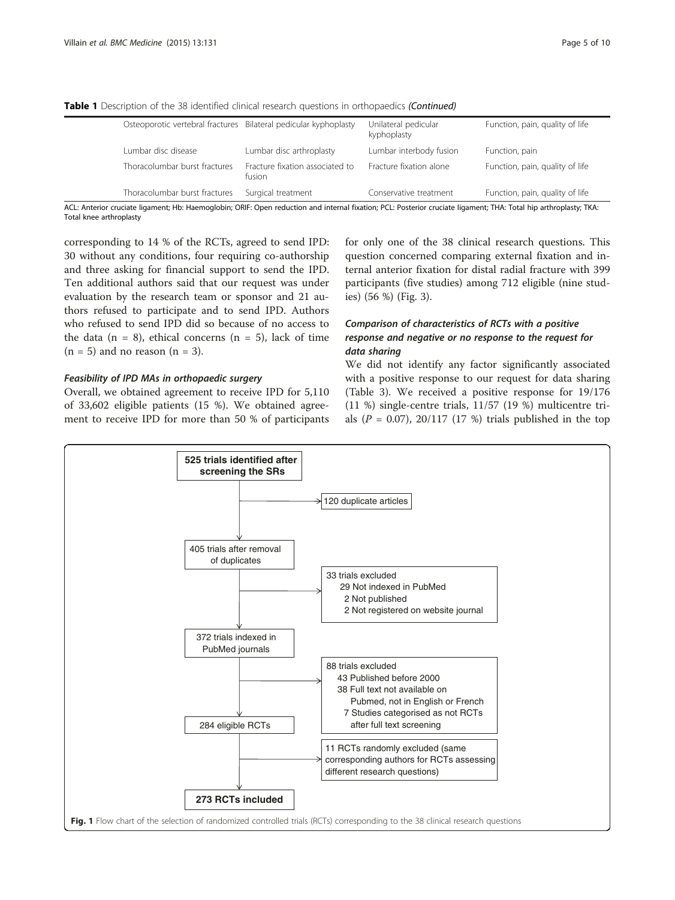**Table 1** Description of the 38 identified clinical research questions in orthopaedics *(Continued)*

| | | | |
|---|---|---|---|
| Osteoporotic vertebral fractures | Bilateral pedicular kyphoplasty | Unilateral pedicular kyphoplasty | Function, pain, quality of life |
| Lumbar disc disease | Lumbar disc arthroplasty | Lumbar interbody fusion | Function, pain |
| Thoracolumbar burst fractures | Fracture fixation associated to fusion | Fracture fixation alone | Function, pain, quality of life |
| Thoracolumbar burst fractures | Surgical treatment | Conservative treatment | Function, pain, quality of life |

ACL: Anterior cruciate ligament; Hb: Haemoglobin; ORIF: Open reduction and internal fixation; PCL: Posterior cruciate ligament; THA: Total hip arthroplasty; TKA: Total knee arthroplasty

corresponding to 14 % of the RCTs, agreed to send IPD: 30 without any conditions, four requiring co-authorship and three asking for financial support to send the IPD. Ten additional authors said that our request was under evaluation by the research team or sponsor and 21 authors refused to participate and to send IPD. Authors who refused to send IPD did so because of no access to the data (n = 8), ethical concerns (n = 5), lack of time (n = 5) and no reason (n = 3).

#### *Feasibility of IPD MAs in orthopaedic surgery*

Overall, we obtained agreement to receive IPD for 5,110 of 33,602 eligible patients (15 %). We obtained agreement to receive IPD for more than 50 % of participants for only one of the 38 clinical research questions. This question concerned comparing external fixation and internal anterior fixation for distal radial fracture with 399 participants (five studies) among 712 eligible (nine studies) (56 %) (Fig. 3).

#### *Comparison of characteristics of RCTs with a positive response and negative or no response to the request for data sharing*

We did not identify any factor significantly associated with a positive response to our request for data sharing (Table 3). We received a positive response for 19/176 (11 %) single-centre trials, 11/57 (19 %) multicentre trials ($P$ = 0.07), 20/117 (17 %) trials published in the top

**525 trials identified after screening the SRs**
→ 120 duplicate articles

405 trials after removal of duplicates
→ 33 trials excluded
- 29 Not indexed in PubMed
- 2 Not published
- 2 Not registered on website journal

372 trials indexed in PubMed journals
→ 88 trials excluded
- 43 Published before 2000
- 38 Full text not available on Pubmed, not in English or French
- 7 Studies categorised as not RCTs after full text screening

284 eligible RCTs
→ 11 RCTs randomly excluded (same corresponding authors for RCTs assessing different research questions)

**273 RCTs included**

**Fig. 1** Flow chart of the selection of randomized controlled trials (RCTs) corresponding to the 38 clinical research questions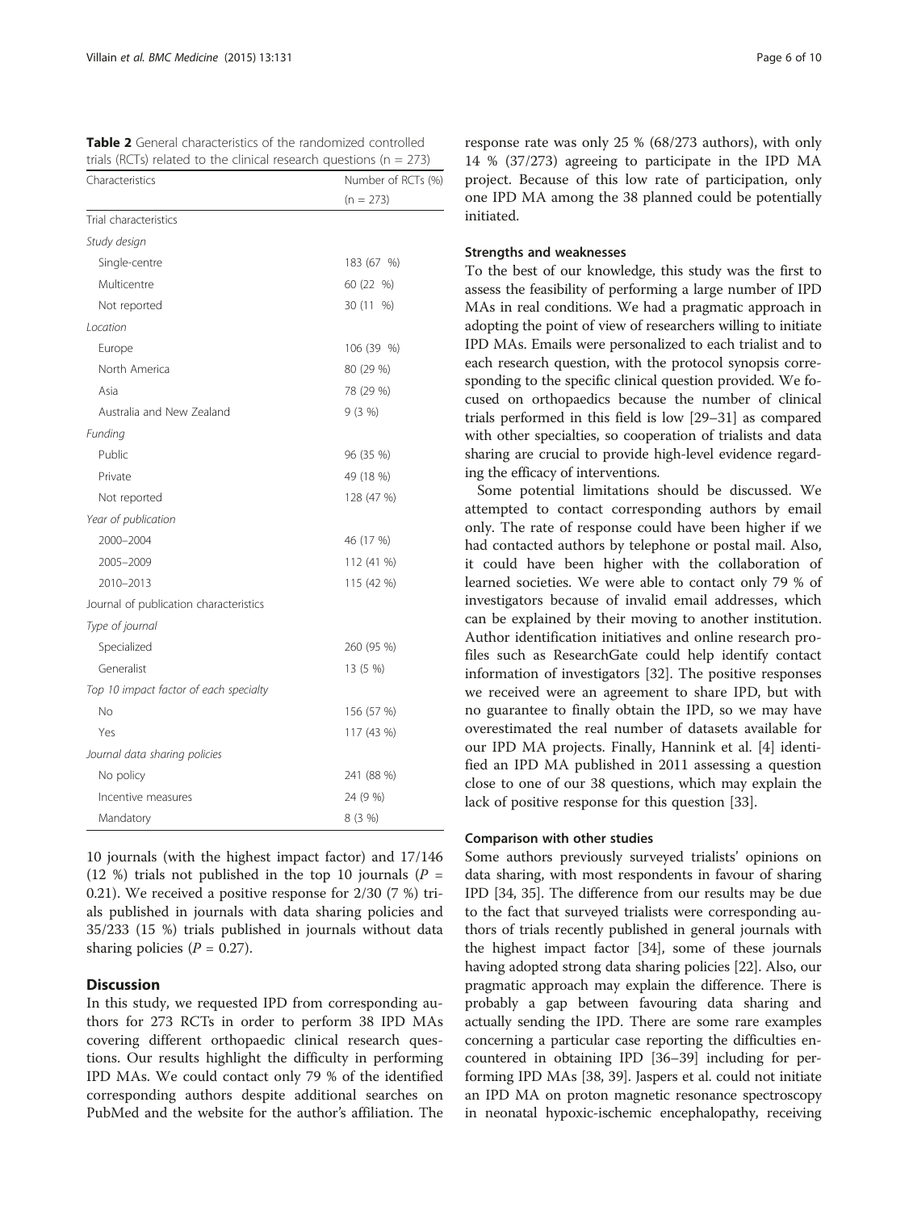**Table 2** General characteristics of the randomized controlled trials (RCTs) related to the clinical research questions (n = 273)

| Characteristics | Number of RCTs (%) (n = 273) |
|---|---|
| Trial characteristics | |
| *Study design* | |
| Single-centre | 183 (67 %) |
| Multicentre | 60 (22 %) |
| Not reported | 30 (11 %) |
| *Location* | |
| Europe | 106 (39 %) |
| North America | 80 (29 %) |
| Asia | 78 (29 %) |
| Australia and New Zealand | 9 (3 %) |
| *Funding* | |
| Public | 96 (35 %) |
| Private | 49 (18 %) |
| Not reported | 128 (47 %) |
| *Year of publication* | |
| 2000–2004 | 46 (17 %) |
| 2005–2009 | 112 (41 %) |
| 2010–2013 | 115 (42 %) |
| Journal of publication characteristics | |
| *Type of journal* | |
| Specialized | 260 (95 %) |
| Generalist | 13 (5 %) |
| *Top 10 impact factor of each specialty* | |
| No | 156 (57 %) |
| Yes | 117 (43 %) |
| *Journal data sharing policies* | |
| No policy | 241 (88 %) |
| Incentive measures | 24 (9 %) |
| Mandatory | 8 (3 %) |

10 journals (with the highest impact factor) and 17/146 (12 %) trials not published in the top 10 journals ($P$ = 0.21). We received a positive response for 2/30 (7 %) trials published in journals with data sharing policies and 35/233 (15 %) trials published in journals without data sharing policies ($P$ = 0.27).

## Discussion

In this study, we requested IPD from corresponding authors for 273 RCTs in order to perform 38 IPD MAs covering different orthopaedic clinical research questions. Our results highlight the difficulty in performing IPD MAs. We could contact only 79 % of the identified corresponding authors despite additional searches on PubMed and the website for the author's affiliation. The response rate was only 25 % (68/273 authors), with only 14 % (37/273) agreeing to participate in the IPD MA project. Because of this low rate of participation, only one IPD MA among the 38 planned could be potentially initiated.

### Strengths and weaknesses

To the best of our knowledge, this study was the first to assess the feasibility of performing a large number of IPD MAs in real conditions. We had a pragmatic approach in adopting the point of view of researchers willing to initiate IPD MAs. Emails were personalized to each trialist and to each research question, with the protocol synopsis corresponding to the specific clinical question provided. We focused on orthopaedics because the number of clinical trials performed in this field is low [29–31] as compared with other specialties, so cooperation of trialists and data sharing are crucial to provide high-level evidence regarding the efficacy of interventions.

Some potential limitations should be discussed. We attempted to contact corresponding authors by email only. The rate of response could have been higher if we had contacted authors by telephone or postal mail. Also, it could have been higher with the collaboration of learned societies. We were able to contact only 79 % of investigators because of invalid email addresses, which can be explained by their moving to another institution. Author identification initiatives and online research profiles such as ResearchGate could help identify contact information of investigators [32]. The positive responses we received were an agreement to share IPD, but with no guarantee to finally obtain the IPD, so we may have overestimated the real number of datasets available for our IPD MA projects. Finally, Hannink et al. [4] identified an IPD MA published in 2011 assessing a question close to one of our 38 questions, which may explain the lack of positive response for this question [33].

### Comparison with other studies

Some authors previously surveyed trialists' opinions on data sharing, with most respondents in favour of sharing IPD [34, 35]. The difference from our results may be due to the fact that surveyed trialists were corresponding authors of trials recently published in general journals with the highest impact factor [34], some of these journals having adopted strong data sharing policies [22]. Also, our pragmatic approach may explain the difference. There is probably a gap between favouring data sharing and actually sending the IPD. There are some rare examples concerning a particular case reporting the difficulties encountered in obtaining IPD [36–39] including for performing IPD MAs [38, 39]. Jaspers et al. could not initiate an IPD MA on proton magnetic resonance spectroscopy in neonatal hypoxic-ischemic encephalopathy, receiving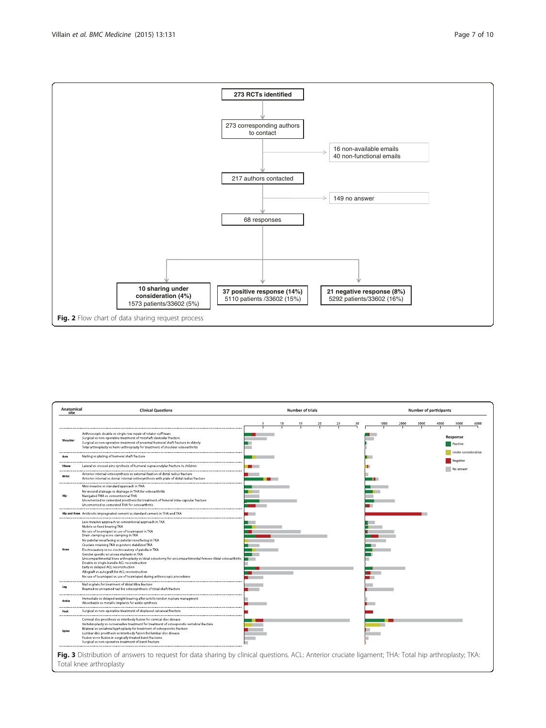273 RCTs identified

273 corresponding authors to contact

16 non-available emails
40 non-functional emails

217 authors contacted

149 no answer

68 responses

**10 sharing under consideration (4%)**
1573 patients/33602 (5%)

**37 positive response (14%)**
5110 patients /33602 (15%)

**21 negative response (8%)**
5292 patients/33602 (16%)

**Fig. 2** Flow chart of data sharing request process

| Anatomical site | Clinical Questions |
|---|---|
| Shoulder | Arthroscopic double vs single row repair of rotator cuff tears |
| | Surgical vs non-operative treatment of midshaft clavicular fracture |
| | Surgical vs non-operative treatment of proximal humeral shaft fracture in elderly |
| | Total arthroplasty vs hemi-arthroplasty for treatment of shoulder osteoarthritis |
| Arm | Nailing vs plating of humeral shaft fracture |
| Elbow | Lateral vs crossed pins synthesis of humeral supracondylar fracture in children |
| Wrist | Anterior internal osteosynthesis vs external fixation of distal radius fracture |
| | Anterior internal vs dorsal internal osteosynthesis with plate of distal radius fracture |
| Hip | Mini-invasive vs standard approach in THA |
| | No wound drainage vs drainage in THA for osteoarthritis |
| | Navigated THA vs conventionnal THA |
| | Uncemented vs cemented prosthesis for treatment of femoral intra-capsular fracture |
| | Uncemented vs cemented THA for osteoarthritis |
| Hip and Knee | Antibiotic impregnated cement vs standard cement in THA and TKA |
| Knee | Less invasive approach vs conventional approach in TKA |
| | Mobile vs fixed bearing TKA |
| | No use of tourniquet vs use of tourniquet in TKA |
| | Drain clamping vs no clamping in TKA |
| | No patellar resurfacing vs patellar resurfacing in TKA |
| | Cruciate retaining TKA vs postero stabilized TKA |
| | Electrocautery vs no electrocautery of patella in TKA |
| | Gender specific vs unisex implants in TKA |
| | Unicompartimental knee arthroplasty vs tibial osteotomy for unicompartimental femoro-tibial osteoarthritis |
| | Double vs single bundle ACL reconstruction |
| | Early vs delayed ACL reconstruction |
| | Allograft vs autograft for ACL reconstruction |
| | No use of tourniquet vs use of tourniquet during arthroscopic procedures |
| Leg | Nail vs plate for treatment of distal tibia fracture |
| | Reamed vs unreamed nail for osteosynthesis of tibial shaft fracture |
| Ankle | Immediate vs delayed weight bearing after achille tendon rupture managment |
| | Absorbable vs metallic implants for ankle synthesis |
| Foot | Surgical vs non-operative treatment of displaced calcaneal fracture |
| Spine | Cervical disc prosthesis vs interbody fusion for cervical disc disease |
| | Vertebroplasty vs conservative treatment for treatment of osteoporotic vertebral fracture |
| | Bilateral vs unilateral kyphoplasty for treatment of osteoporotic fracture |
| | Lumbar disc prosthesis vs interbody fusion for lumbar disc disease |
| | Fusion vs no fusion in surgically treated burst fractures |
| | Surgical vs non operative treatment of burst fracture |

Number of trials (axis: 5, 10, 15, 20, 25, 30); Number of participants (axis: 1000, 2000, 3000, 4000, 5000, 6000)

Response: Positive; Under consideration; Negative; No answer

**Fig. 3** Distribution of answers to request for data sharing by clinical questions. ACL: Anterior cruciate ligament; THA: Total hip arthroplasty; TKA: Total knee arthroplasty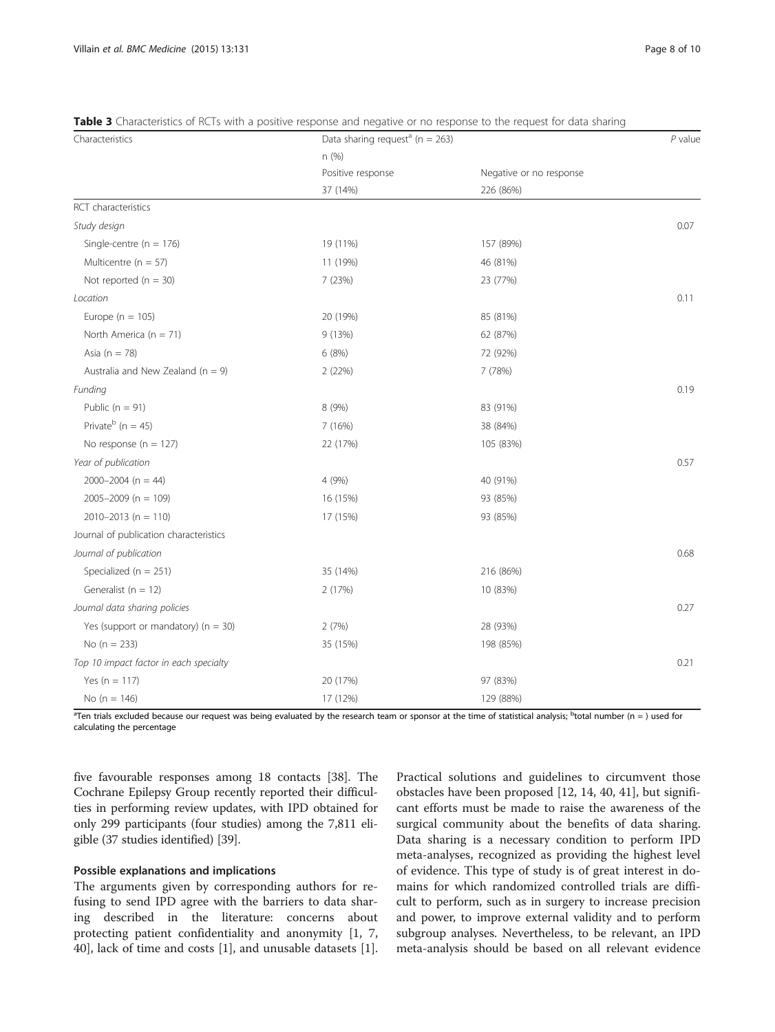**Table 3** Characteristics of RCTs with a positive response and negative or no response to the request for data sharing

| Characteristics | Data sharing request[a] (n = 263) | | P value |
|---|---|---|---|
| | n (%) | | |
| | Positive response | Negative or no response | |
| | 37 (14%) | 226 (86%) | |
| RCT characteristics | | | |
| *Study design* | | | 0.07 |
| Single-centre (n = 176) | 19 (11%) | 157 (89%) | |
| Multicentre (n = 57) | 11 (19%) | 46 (81%) | |
| Not reported (n = 30) | 7 (23%) | 23 (77%) | |
| *Location* | | | 0.11 |
| Europe (n = 105) | 20 (19%) | 85 (81%) | |
| North America (n = 71) | 9 (13%) | 62 (87%) | |
| Asia (n = 78) | 6 (8%) | 72 (92%) | |
| Australia and New Zealand (n = 9) | 2 (22%) | 7 (78%) | |
| *Funding* | | | 0.19 |
| Public (n = 91) | 8 (9%) | 83 (91%) | |
| Private[b] (n = 45) | 7 (16%) | 38 (84%) | |
| No response (n = 127) | 22 (17%) | 105 (83%) | |
| *Year of publication* | | | 0.57 |
| 2000–2004 (n = 44) | 4 (9%) | 40 (91%) | |
| 2005–2009 (n = 109) | 16 (15%) | 93 (85%) | |
| 2010–2013 (n = 110) | 17 (15%) | 93 (85%) | |
| Journal of publication characteristics | | | |
| *Journal of publication* | | | 0.68 |
| Specialized (n = 251) | 35 (14%) | 216 (86%) | |
| Generalist (n = 12) | 2 (17%) | 10 (83%) | |
| *Journal data sharing policies* | | | 0.27 |
| Yes (support or mandatory) (n = 30) | 2 (7%) | 28 (93%) | |
| No (n = 233) | 35 (15%) | 198 (85%) | |
| *Top 10 impact factor in each specialty* | | | 0.21 |
| Yes (n = 117) | 20 (17%) | 97 (83%) | |
| No (n = 146) | 17 (12%) | 129 (88%) | |

[a]Ten trials excluded because our request was being evaluated by the research team or sponsor at the time of statistical analysis; [b]total number (n = ) used for calculating the percentage

five favourable responses among 18 contacts [38]. The Cochrane Epilepsy Group recently reported their difficulties in performing review updates, with IPD obtained for only 299 participants (four studies) among the 7,811 eligible (37 studies identified) [39].

#### Possible explanations and implications

The arguments given by corresponding authors for refusing to send IPD agree with the barriers to data sharing described in the literature: concerns about protecting patient confidentiality and anonymity [1, 7, 40], lack of time and costs [1], and unusable datasets [1]. Practical solutions and guidelines to circumvent those obstacles have been proposed [12, 14, 40, 41], but significant efforts must be made to raise the awareness of the surgical community about the benefits of data sharing. Data sharing is a necessary condition to perform IPD meta-analyses, recognized as providing the highest level of evidence. This type of study is of great interest in domains for which randomized controlled trials are difficult to perform, such as in surgery to increase precision and power, to improve external validity and to perform subgroup analyses. Nevertheless, to be relevant, an IPD meta-analysis should be based on all relevant evidence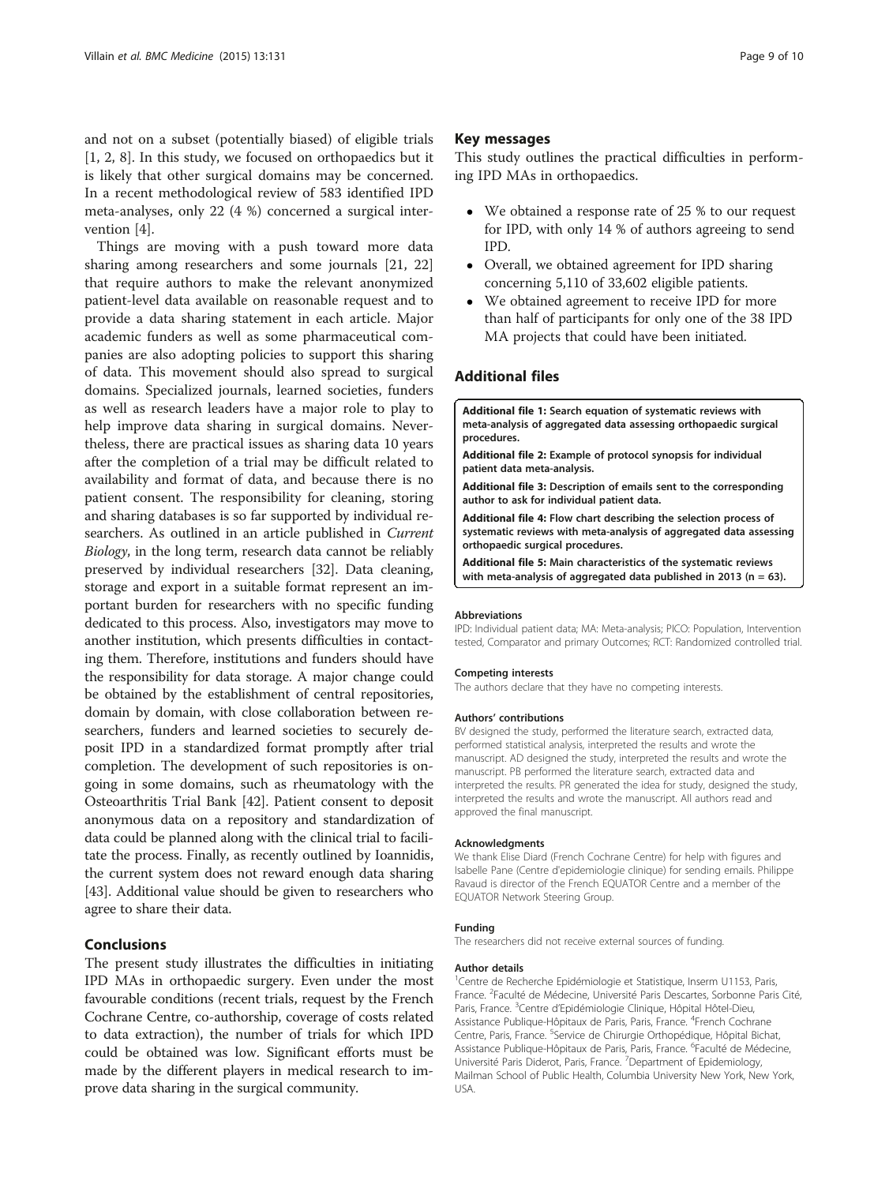and not on a subset (potentially biased) of eligible trials [1, 2, 8]. In this study, we focused on orthopaedics but it is likely that other surgical domains may be concerned. In a recent methodological review of 583 identified IPD meta-analyses, only 22 (4 %) concerned a surgical intervention [4].

Things are moving with a push toward more data sharing among researchers and some journals [21, 22] that require authors to make the relevant anonymized patient-level data available on reasonable request and to provide a data sharing statement in each article. Major academic funders as well as some pharmaceutical companies are also adopting policies to support this sharing of data. This movement should also spread to surgical domains. Specialized journals, learned societies, funders as well as research leaders have a major role to play to help improve data sharing in surgical domains. Nevertheless, there are practical issues as sharing data 10 years after the completion of a trial may be difficult related to availability and format of data, and because there is no patient consent. The responsibility for cleaning, storing and sharing databases is so far supported by individual researchers. As outlined in an article published in *Current Biology*, in the long term, research data cannot be reliably preserved by individual researchers [32]. Data cleaning, storage and export in a suitable format represent an important burden for researchers with no specific funding dedicated to this process. Also, investigators may move to another institution, which presents difficulties in contacting them. Therefore, institutions and funders should have the responsibility for data storage. A major change could be obtained by the establishment of central repositories, domain by domain, with close collaboration between researchers, funders and learned societies to securely deposit IPD in a standardized format promptly after trial completion. The development of such repositories is ongoing in some domains, such as rheumatology with the Osteoarthritis Trial Bank [42]. Patient consent to deposit anonymous data on a repository and standardization of data could be planned along with the clinical trial to facilitate the process. Finally, as recently outlined by Ioannidis, the current system does not reward enough data sharing [43]. Additional value should be given to researchers who agree to share their data.

## Conclusions

The present study illustrates the difficulties in initiating IPD MAs in orthopaedic surgery. Even under the most favourable conditions (recent trials, request by the French Cochrane Centre, co-authorship, coverage of costs related to data extraction), the number of trials for which IPD could be obtained was low. Significant efforts must be made by the different players in medical research to improve data sharing in the surgical community.

## Key messages

This study outlines the practical difficulties in performing IPD MAs in orthopaedics.

- We obtained a response rate of 25 % to our request for IPD, with only 14 % of authors agreeing to send IPD.
- Overall, we obtained agreement for IPD sharing concerning 5,110 of 33,602 eligible patients.
- We obtained agreement to receive IPD for more than half of participants for only one of the 38 IPD MA projects that could have been initiated.

## Additional files

**Additional file 1: Search equation of systematic reviews with meta-analysis of aggregated data assessing orthopaedic surgical procedures.**

**Additional file 2: Example of protocol synopsis for individual patient data meta-analysis.**

**Additional file 3: Description of emails sent to the corresponding author to ask for individual patient data.**

**Additional file 4: Flow chart describing the selection process of systematic reviews with meta-analysis of aggregated data assessing orthopaedic surgical procedures.**

**Additional file 5: Main characteristics of the systematic reviews with meta-analysis of aggregated data published in 2013 (n = 63).**

#### Abbreviations

IPD: Individual patient data; MA: Meta-analysis; PICO: Population, Intervention tested, Comparator and primary Outcomes; RCT: Randomized controlled trial.

#### Competing interests

The authors declare that they have no competing interests.

#### Authors' contributions

BV designed the study, performed the literature search, extracted data, performed statistical analysis, interpreted the results and wrote the manuscript. AD designed the study, interpreted the results and wrote the manuscript. PB performed the literature search, extracted data and interpreted the results. PR generated the idea for study, designed the study, interpreted the results and wrote the manuscript. All authors read and approved the final manuscript.

#### Acknowledgments

We thank Elise Diard (French Cochrane Centre) for help with figures and Isabelle Pane (Centre d'epidemiologie clinique) for sending emails. Philippe Ravaud is director of the French EQUATOR Centre and a member of the EQUATOR Network Steering Group.

#### Funding

The researchers did not receive external sources of funding.

#### Author details

[1]Centre de Recherche Epidémiologie et Statistique, Inserm U1153, Paris, France. [2]Faculté de Médecine, Université Paris Descartes, Sorbonne Paris Cité, Paris, France. [3]Centre d'Epidémiologie Clinique, Hôpital Hôtel-Dieu, Assistance Publique-Hôpitaux de Paris, Paris, France. [4]French Cochrane Centre, Paris, France. [5]Service de Chirurgie Orthopédique, Hôpital Bichat, Assistance Publique-Hôpitaux de Paris, Paris, France. [6]Faculté de Médecine, Université Paris Diderot, Paris, France. [7]Department of Epidemiology, Mailman School of Public Health, Columbia University New York, New York, USA.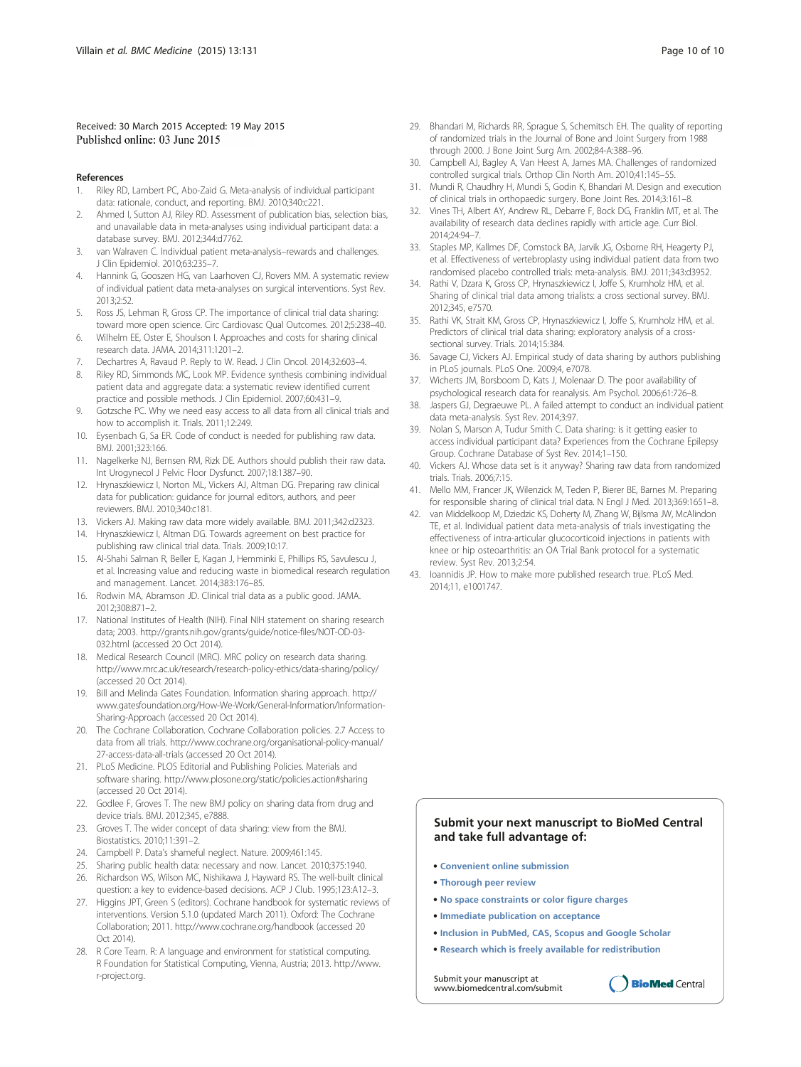Received: 30 March 2015 Accepted: 19 May 2015
Published online: 03 June 2015

## References

1. Riley RD, Lambert PC, Abo-Zaid G. Meta-analysis of individual participant data: rationale, conduct, and reporting. BMJ. 2010;340:c221.
2. Ahmed I, Sutton AJ, Riley RD. Assessment of publication bias, selection bias, and unavailable data in meta-analyses using individual participant data: a database survey. BMJ. 2012;344:d7762.
3. van Walraven C. Individual patient meta-analysis–rewards and challenges. J Clin Epidemiol. 2010;63:235–7.
4. Hannink G, Gooszen HG, van Laarhoven CJ, Rovers MM. A systematic review of individual patient data meta-analyses on surgical interventions. Syst Rev. 2013;2:52.
5. Ross JS, Lehman R, Gross CP. The importance of clinical trial data sharing: toward more open science. Circ Cardiovasc Qual Outcomes. 2012;5:238–40.
6. Wilhelm EE, Oster E, Shoulson I. Approaches and costs for sharing clinical research data. JAMA. 2014;311:1201–2.
7. Dechartres A, Ravaud P. Reply to W. Read. J Clin Oncol. 2014;32:603–4.
8. Riley RD, Simmonds MC, Look MP. Evidence synthesis combining individual patient data and aggregate data: a systematic review identified current practice and possible methods. J Clin Epidemiol. 2007;60:431–9.
9. Gotzsche PC. Why we need easy access to all data from all clinical trials and how to accomplish it. Trials. 2011;12:249.
10. Eysenbach G, Sa ER. Code of conduct is needed for publishing raw data. BMJ. 2001;323:166.
11. Nagelkerke NJ, Bernsen RM, Rizk DE. Authors should publish their raw data. Int Urogynecol J Pelvic Floor Dysfunct. 2007;18:1387–90.
12. Hrynaszkiewicz I, Norton ML, Vickers AJ, Altman DG. Preparing raw clinical data for publication: guidance for journal editors, authors, and peer reviewers. BMJ. 2010;340:c181.
13. Vickers AJ. Making raw data more widely available. BMJ. 2011;342:d2323.
14. Hrynaszkiewicz I, Altman DG. Towards agreement on best practice for publishing raw clinical trial data. Trials. 2009;10:17.
15. Al-Shahi Salman R, Beller E, Kagan J, Hemminki E, Phillips RS, Savulescu J, et al. Increasing value and reducing waste in biomedical research regulation and management. Lancet. 2014;383:176–85.
16. Rodwin MA, Abramson JD. Clinical trial data as a public good. JAMA. 2012;308:871–2.
17. National Institutes of Health (NIH). Final NIH statement on sharing research data; 2003. http://grants.nih.gov/grants/guide/notice-files/NOT-OD-03-032.html (accessed 20 Oct 2014).
18. Medical Research Council (MRC). MRC policy on research data sharing. http://www.mrc.ac.uk/research/research-policy-ethics/data-sharing/policy/ (accessed 20 Oct 2014).
19. Bill and Melinda Gates Foundation. Information sharing approach. http://www.gatesfoundation.org/How-We-Work/General-Information/Information-Sharing-Approach (accessed 20 Oct 2014).
20. The Cochrane Collaboration. Cochrane Collaboration policies. 2.7 Access to data from all trials. http://www.cochrane.org/organisational-policy-manual/27-access-data-all-trials (accessed 20 Oct 2014).
21. PLoS Medicine. PLOS Editorial and Publishing Policies. Materials and software sharing. http://www.plosone.org/static/policies.action#sharing (accessed 20 Oct 2014).
22. Godlee F, Groves T. The new BMJ policy on sharing data from drug and device trials. BMJ. 2012;345, e7888.
23. Groves T. The wider concept of data sharing: view from the BMJ. Biostatistics. 2010;11:391–2.
24. Campbell P. Data's shameful neglect. Nature. 2009;461:145.
25. Sharing public health data: necessary and now. Lancet. 2010;375:1940.
26. Richardson WS, Wilson MC, Nishikawa J, Hayward RS. The well-built clinical question: a key to evidence-based decisions. ACP J Club. 1995;123:A12–3.
27. Higgins JPT, Green S (editors). Cochrane handbook for systematic reviews of interventions. Version 5.1.0 (updated March 2011). Oxford: The Cochrane Collaboration; 2011. http://www.cochrane.org/handbook (accessed 20 Oct 2014).
28. R Core Team. R: A language and environment for statistical computing. R Foundation for Statistical Computing, Vienna, Austria; 2013. http://www.r-project.org.
29. Bhandari M, Richards RR, Sprague S, Schemitsch EH. The quality of reporting of randomized trials in the Journal of Bone and Joint Surgery from 1988 through 2000. J Bone Joint Surg Am. 2002;84-A:388–96.
30. Campbell AJ, Bagley A, Van Heest A, James MA. Challenges of randomized controlled surgical trials. Orthop Clin North Am. 2010;41:145–55.
31. Mundi R, Chaudhry H, Mundi S, Godin K, Bhandari M. Design and execution of clinical trials in orthopaedic surgery. Bone Joint Res. 2014;3:161–8.
32. Vines TH, Albert AY, Andrew RL, Debarre F, Bock DG, Franklin MT, et al. The availability of research data declines rapidly with article age. Curr Biol. 2014;24:94–7.
33. Staples MP, Kallmes DF, Comstock BA, Jarvik JG, Osborne RH, Heagerty PJ, et al. Effectiveness of vertebroplasty using individual patient data from two randomised placebo controlled trials: meta-analysis. BMJ. 2011;343:d3952.
34. Rathi V, Dzara K, Gross CP, Hrynaszkiewicz I, Joffe S, Krumholz HM, et al. Sharing of clinical trial data among trialists: a cross sectional survey. BMJ. 2012;345, e7570.
35. Rathi VK, Strait KM, Gross CP, Hrynaszkiewicz I, Joffe S, Krumholz HM, et al. Predictors of clinical trial data sharing: exploratory analysis of a cross-sectional survey. Trials. 2014;15:384.
36. Savage CJ, Vickers AJ. Empirical study of data sharing by authors publishing in PLoS journals. PLoS One. 2009;4, e7078.
37. Wicherts JM, Borsboom D, Kats J, Molenaar D. The poor availability of psychological research data for reanalysis. Am Psychol. 2006;61:726–8.
38. Jaspers GJ, Degraeuwe PL. A failed attempt to conduct an individual patient data meta-analysis. Syst Rev. 2014;3:97.
39. Nolan S, Marson A, Tudur Smith C. Data sharing: is it getting easier to access individual participant data? Experiences from the Cochrane Epilepsy Group. Cochrane Database of Syst Rev. 2014;1–150.
40. Vickers AJ. Whose data set is it anyway? Sharing raw data from randomized trials. Trials. 2006;7:15.
41. Mello MM, Francer JK, Wilenzick M, Teden P, Bierer BE, Barnes M. Preparing for responsible sharing of clinical trial data. N Engl J Med. 2013;369:1651–8.
42. van Middelkoop M, Dziedzic KS, Doherty M, Zhang W, Bijlsma JW, McAlindon TE, et al. Individual patient data meta-analysis of trials investigating the effectiveness of intra-articular glucocorticoid injections in patients with knee or hip osteoarthritis: an OA Trial Bank protocol for a systematic review. Syst Rev. 2013;2:54.
43. Ioannidis JP. How to make more published research true. PLoS Med. 2014;11, e1001747.

**Submit your next manuscript to BioMed Central and take full advantage of:**

- **Convenient online submission**
- **Thorough peer review**
- **No space constraints or color figure charges**
- **Immediate publication on acceptance**
- **Inclusion in PubMed, CAS, Scopus and Google Scholar**
- **Research which is freely available for redistribution**

Submit your manuscript at
www.biomedcentral.com/submit